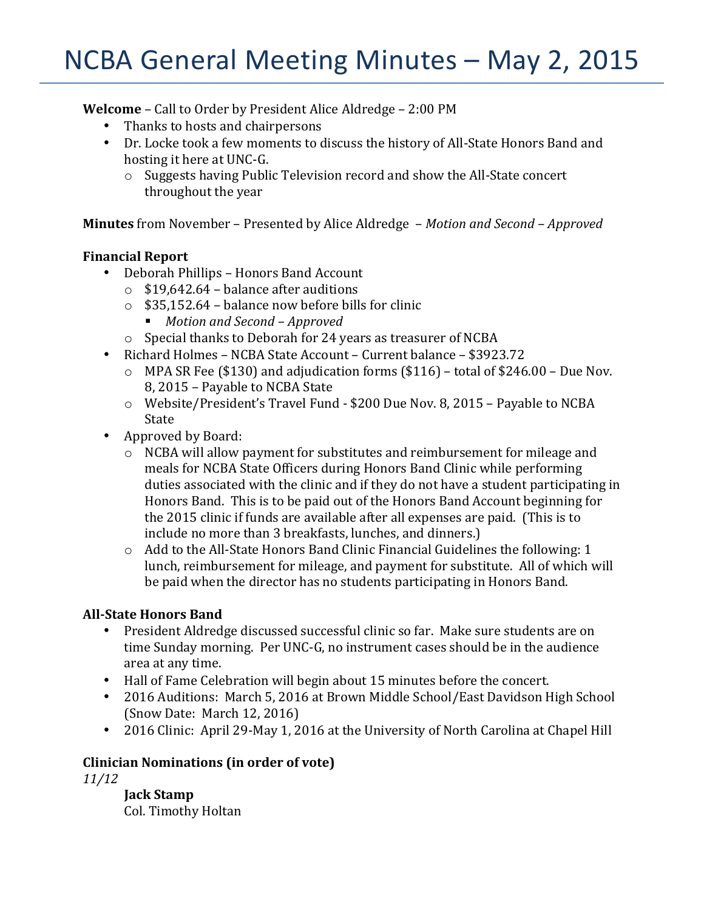# NCBA General Meeting Minutes – May 2, 2015

**Welcome** – Call to Order by President Alice Aldredge – 2:00 PM

- Thanks to hosts and chairpersons
- Dr. Locke took a few moments to discuss the history of All-State Honors Band and hosting it here at UNC-G.
  - Suggests having Public Television record and show the All-State concert throughout the year

**Minutes** from November – Presented by Alice Aldredge – *Motion and Second – Approved*

**Financial Report**

- Deborah Phillips – Honors Band Account
  - $19,642.64 – balance after auditions
  - $35,152.64 – balance now before bills for clinic
    - *Motion and Second – Approved*
  - Special thanks to Deborah for 24 years as treasurer of NCBA
- Richard Holmes – NCBA State Account – Current balance – $3923.72
  - MPA SR Fee ($130) and adjudication forms ($116) – total of $246.00 – Due Nov. 8, 2015 – Payable to NCBA State
  - Website/President's Travel Fund - $200 Due Nov. 8, 2015 – Payable to NCBA State
- Approved by Board:
  - NCBA will allow payment for substitutes and reimbursement for mileage and meals for NCBA State Officers during Honors Band Clinic while performing duties associated with the clinic and if they do not have a student participating in Honors Band. This is to be paid out of the Honors Band Account beginning for the 2015 clinic if funds are available after all expenses are paid. (This is to include no more than 3 breakfasts, lunches, and dinners.)
  - Add to the All-State Honors Band Clinic Financial Guidelines the following: 1 lunch, reimbursement for mileage, and payment for substitute. All of which will be paid when the director has no students participating in Honors Band.

**All-State Honors Band**

- President Aldredge discussed successful clinic so far. Make sure students are on time Sunday morning. Per UNC-G, no instrument cases should be in the audience area at any time.
- Hall of Fame Celebration will begin about 15 minutes before the concert.
- 2016 Auditions: March 5, 2016 at Brown Middle School/East Davidson High School (Snow Date: March 12, 2016)
- 2016 Clinic: April 29-May 1, 2016 at the University of North Carolina at Chapel Hill

**Clinician Nominations (in order of vote)**

*11/12*

**Jack Stamp**
Col. Timothy Holtan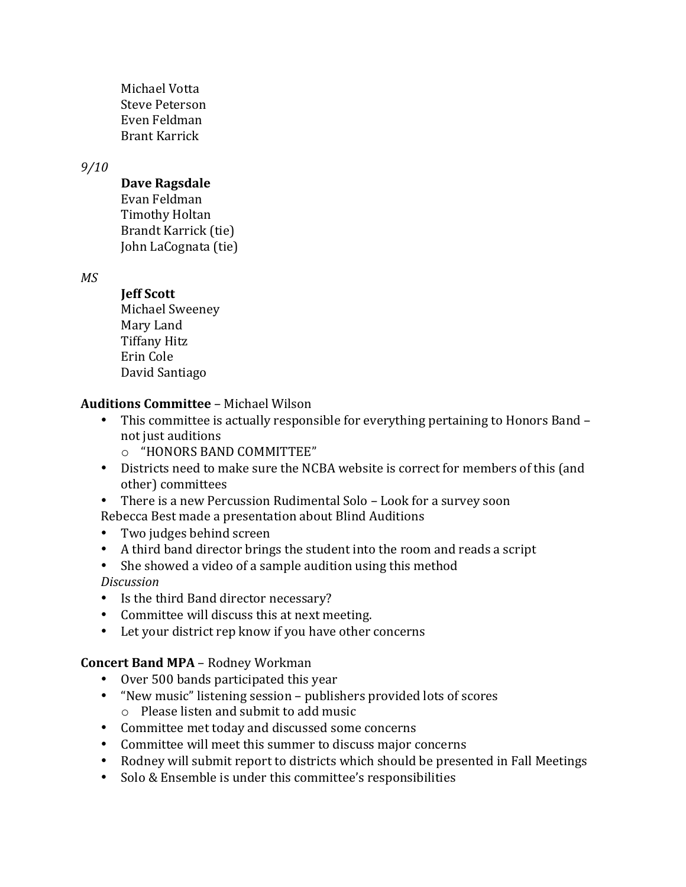Michael Votta
Steve Peterson
Even Feldman
Brant Karrick

*9/10*

**Dave Ragsdale**
Evan Feldman
Timothy Holtan
Brandt Karrick (tie)
John LaCognata (tie)

*MS*

**Jeff Scott**
Michael Sweeney
Mary Land
Tiffany Hitz
Erin Cole
David Santiago

**Auditions Committee** – Michael Wilson

- This committee is actually responsible for everything pertaining to Honors Band – not just auditions
  - "HONORS BAND COMMITTEE"
- Districts need to make sure the NCBA website is correct for members of this (and other) committees
- There is a new Percussion Rudimental Solo – Look for a survey soon

Rebecca Best made a presentation about Blind Auditions

- Two judges behind screen
- A third band director brings the student into the room and reads a script
- She showed a video of a sample audition using this method

*Discussion*

- Is the third Band director necessary?
- Committee will discuss this at next meeting.
- Let your district rep know if you have other concerns

**Concert Band MPA** – Rodney Workman

- Over 500 bands participated this year
- "New music" listening session – publishers provided lots of scores
  - Please listen and submit to add music
- Committee met today and discussed some concerns
- Committee will meet this summer to discuss major concerns
- Rodney will submit report to districts which should be presented in Fall Meetings
- Solo & Ensemble is under this committee's responsibilities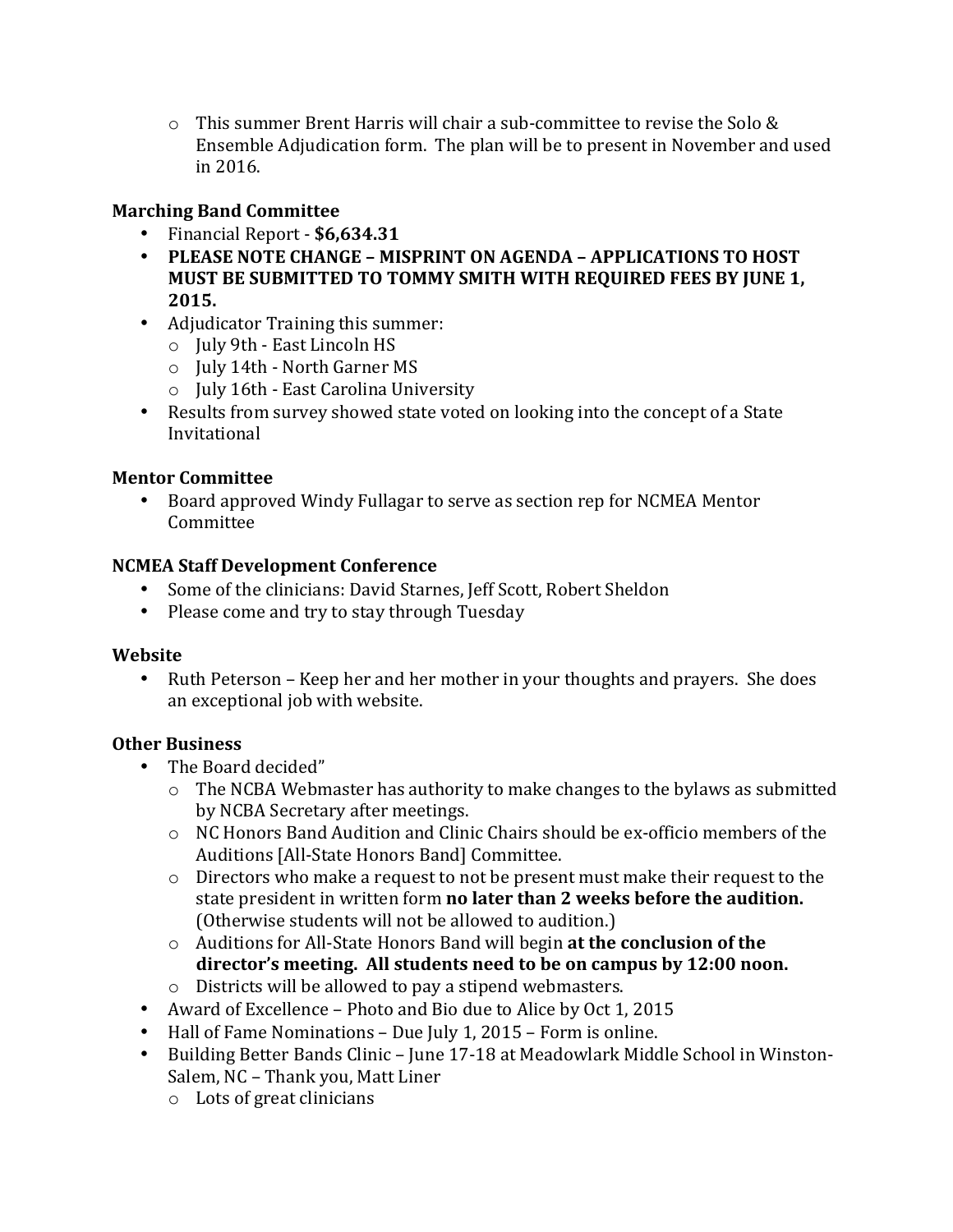- This summer Brent Harris will chair a sub-committee to revise the Solo & Ensemble Adjudication form. The plan will be to present in November and used in 2016.

**Marching Band Committee**

- Financial Report - **$6,634.31**
- **PLEASE NOTE CHANGE – MISPRINT ON AGENDA – APPLICATIONS TO HOST MUST BE SUBMITTED TO TOMMY SMITH WITH REQUIRED FEES BY JUNE 1, 2015.**
- Adjudicator Training this summer:
  - July 9th - East Lincoln HS
  - July 14th - North Garner MS
  - July 16th - East Carolina University
- Results from survey showed state voted on looking into the concept of a State Invitational

**Mentor Committee**

- Board approved Windy Fullagar to serve as section rep for NCMEA Mentor Committee

**NCMEA Staff Development Conference**

- Some of the clinicians: David Starnes, Jeff Scott, Robert Sheldon
- Please come and try to stay through Tuesday

**Website**

- Ruth Peterson – Keep her and her mother in your thoughts and prayers. She does an exceptional job with website.

**Other Business**

- The Board decided"
  - The NCBA Webmaster has authority to make changes to the bylaws as submitted by NCBA Secretary after meetings.
  - NC Honors Band Audition and Clinic Chairs should be ex-officio members of the Auditions [All-State Honors Band] Committee.
  - Directors who make a request to not be present must make their request to the state president in written form **no later than 2 weeks before the audition.** (Otherwise students will not be allowed to audition.)
  - Auditions for All-State Honors Band will begin **at the conclusion of the director's meeting. All students need to be on campus by 12:00 noon.**
  - Districts will be allowed to pay a stipend webmasters.
- Award of Excellence – Photo and Bio due to Alice by Oct 1, 2015
- Hall of Fame Nominations – Due July 1, 2015 – Form is online.
- Building Better Bands Clinic – June 17-18 at Meadowlark Middle School in Winston-Salem, NC – Thank you, Matt Liner
  - Lots of great clinicians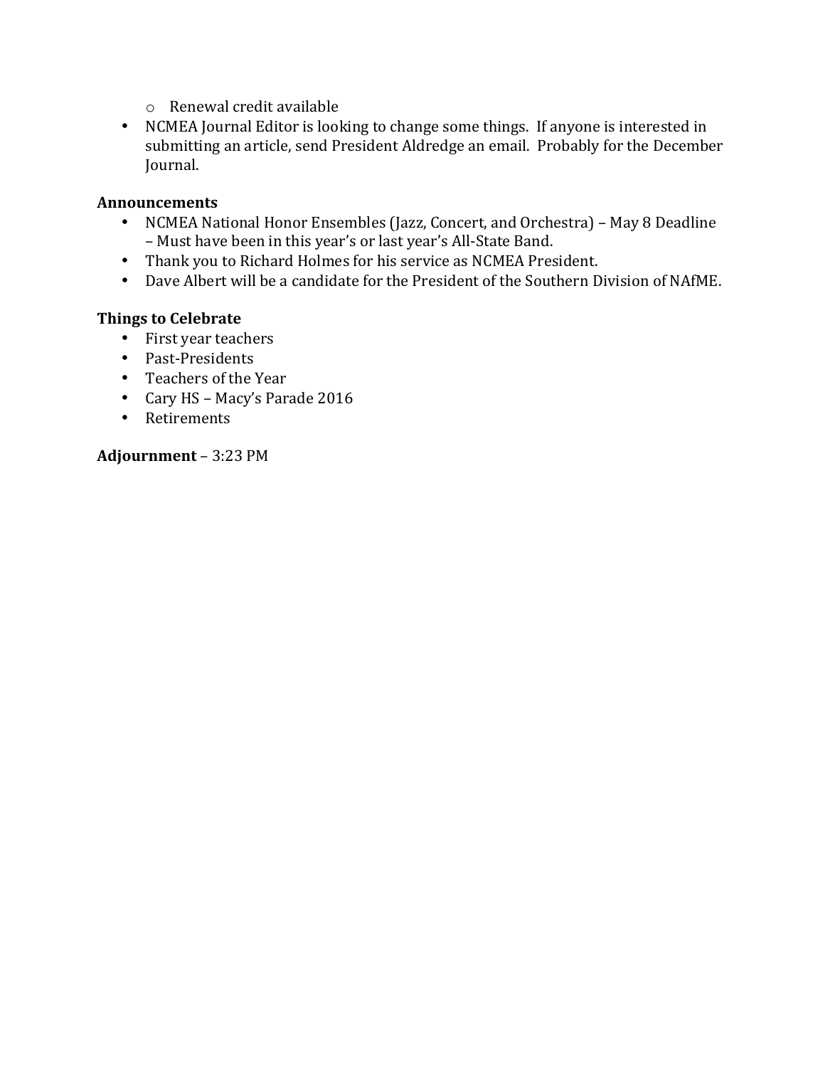- Renewal credit available
- NCMEA Journal Editor is looking to change some things. If anyone is interested in submitting an article, send President Aldredge an email. Probably for the December Journal.

**Announcements**

- NCMEA National Honor Ensembles (Jazz, Concert, and Orchestra) – May 8 Deadline – Must have been in this year's or last year's All-State Band.
- Thank you to Richard Holmes for his service as NCMEA President.
- Dave Albert will be a candidate for the President of the Southern Division of NAfME.

**Things to Celebrate**

- First year teachers
- Past-Presidents
- Teachers of the Year
- Cary HS – Macy's Parade 2016
- Retirements

**Adjournment** – 3:23 PM